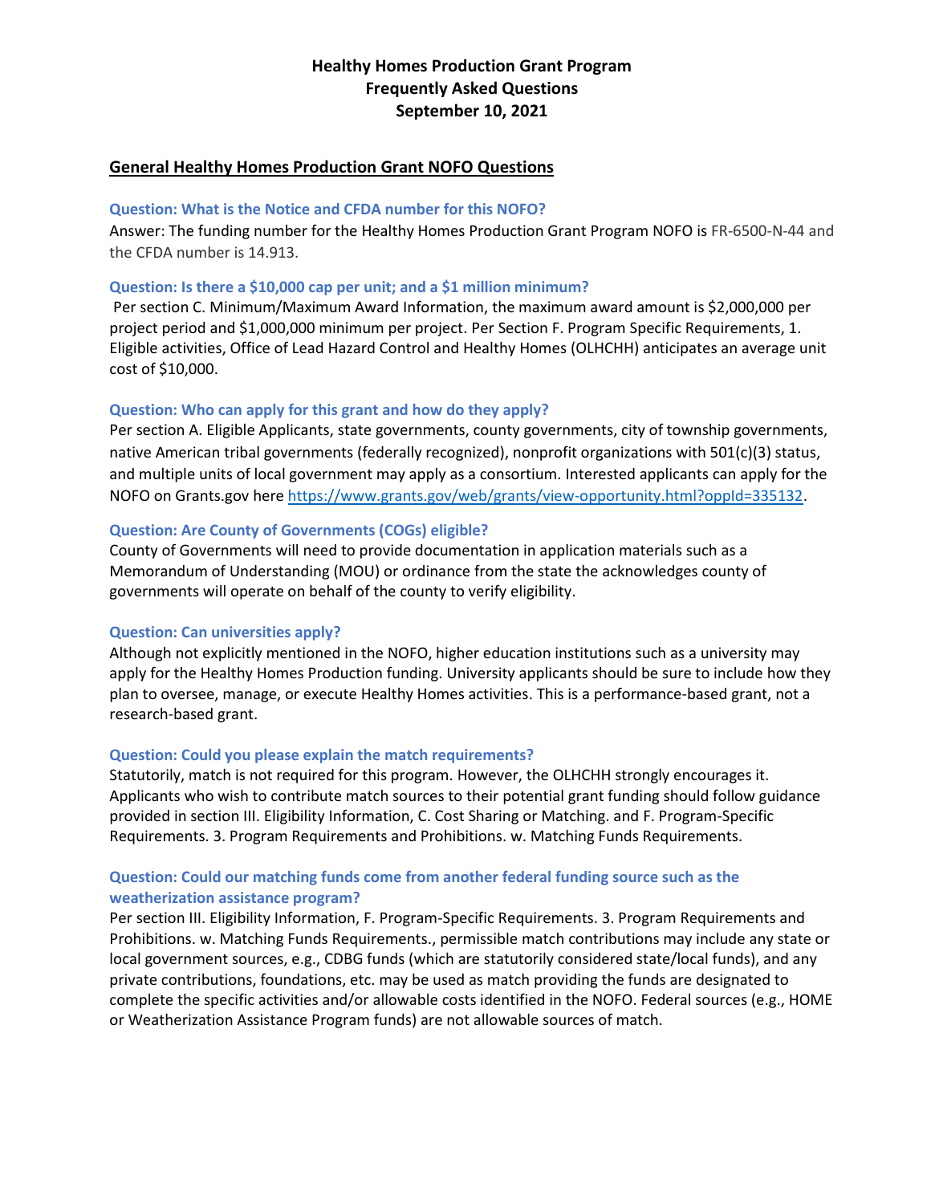# Healthy Homes Production Grant Program
# Frequently Asked Questions
# September 10, 2021

## General Healthy Homes Production Grant NOFO Questions

### Question: What is the Notice and CFDA number for this NOFO?

Answer: The funding number for the Healthy Homes Production Grant Program NOFO is FR-6500-N-44 and the CFDA number is 14.913.

### Question: Is there a $10,000 cap per unit; and a $1 million minimum?

Per section C. Minimum/Maximum Award Information, the maximum award amount is $2,000,000 per project period and $1,000,000 minimum per project. Per Section F. Program Specific Requirements, 1. Eligible activities, Office of Lead Hazard Control and Healthy Homes (OLHCHH) anticipates an average unit cost of $10,000.

### Question: Who can apply for this grant and how do they apply?

Per section A. Eligible Applicants, state governments, county governments, city of township governments, native American tribal governments (federally recognized), nonprofit organizations with 501(c)(3) status, and multiple units of local government may apply as a consortium. Interested applicants can apply for the NOFO on Grants.gov here https://www.grants.gov/web/grants/view-opportunity.html?oppId=335132.

### Question: Are County of Governments (COGs) eligible?

County of Governments will need to provide documentation in application materials such as a Memorandum of Understanding (MOU) or ordinance from the state the acknowledges county of governments will operate on behalf of the county to verify eligibility.

### Question: Can universities apply?

Although not explicitly mentioned in the NOFO, higher education institutions such as a university may apply for the Healthy Homes Production funding. University applicants should be sure to include how they plan to oversee, manage, or execute Healthy Homes activities. This is a performance-based grant, not a research-based grant.

### Question: Could you please explain the match requirements?

Statutorily, match is not required for this program. However, the OLHCHH strongly encourages it. Applicants who wish to contribute match sources to their potential grant funding should follow guidance provided in section III. Eligibility Information, C. Cost Sharing or Matching. and F. Program-Specific Requirements. 3. Program Requirements and Prohibitions. w. Matching Funds Requirements.

### Question: Could our matching funds come from another federal funding source such as the weatherization assistance program?

Per section III. Eligibility Information, F. Program-Specific Requirements. 3. Program Requirements and Prohibitions. w. Matching Funds Requirements., permissible match contributions may include any state or local government sources, e.g., CDBG funds (which are statutorily considered state/local funds), and any private contributions, foundations, etc. may be used as match providing the funds are designated to complete the specific activities and/or allowable costs identified in the NOFO. Federal sources (e.g., HOME or Weatherization Assistance Program funds) are not allowable sources of match.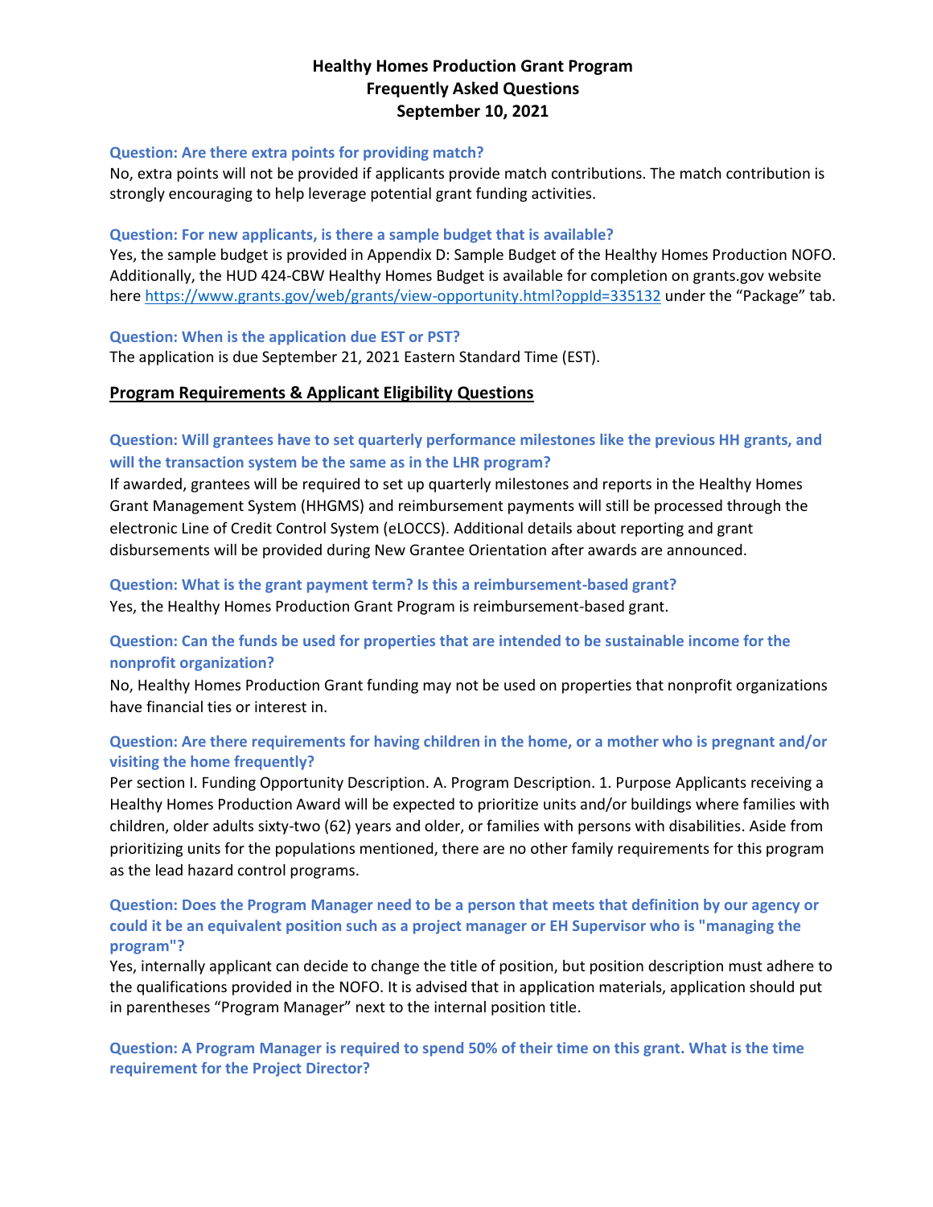# Healthy Homes Production Grant Program
# Frequently Asked Questions
# September 10, 2021

**Question: Are there extra points for providing match?**

No, extra points will not be provided if applicants provide match contributions. The match contribution is strongly encouraging to help leverage potential grant funding activities.

**Question: For new applicants, is there a sample budget that is available?**

Yes, the sample budget is provided in Appendix D: Sample Budget of the Healthy Homes Production NOFO. Additionally, the HUD 424-CBW Healthy Homes Budget is available for completion on grants.gov website here https://www.grants.gov/web/grants/view-opportunity.html?oppId=335132 under the "Package" tab.

**Question: When is the application due EST or PST?**

The application is due September 21, 2021 Eastern Standard Time (EST).

## Program Requirements & Applicant Eligibility Questions

**Question: Will grantees have to set quarterly performance milestones like the previous HH grants, and will the transaction system be the same as in the LHR program?**

If awarded, grantees will be required to set up quarterly milestones and reports in the Healthy Homes Grant Management System (HHGMS) and reimbursement payments will still be processed through the electronic Line of Credit Control System (eLOCCS). Additional details about reporting and grant disbursements will be provided during New Grantee Orientation after awards are announced.

**Question: What is the grant payment term? Is this a reimbursement-based grant?**

Yes, the Healthy Homes Production Grant Program is reimbursement-based grant.

**Question: Can the funds be used for properties that are intended to be sustainable income for the nonprofit organization?**

No, Healthy Homes Production Grant funding may not be used on properties that nonprofit organizations have financial ties or interest in.

**Question: Are there requirements for having children in the home, or a mother who is pregnant and/or visiting the home frequently?**

Per section I. Funding Opportunity Description. A. Program Description. 1. Purpose Applicants receiving a Healthy Homes Production Award will be expected to prioritize units and/or buildings where families with children, older adults sixty-two (62) years and older, or families with persons with disabilities. Aside from prioritizing units for the populations mentioned, there are no other family requirements for this program as the lead hazard control programs.

**Question: Does the Program Manager need to be a person that meets that definition by our agency or could it be an equivalent position such as a project manager or EH Supervisor who is "managing the program"?**

Yes, internally applicant can decide to change the title of position, but position description must adhere to the qualifications provided in the NOFO. It is advised that in application materials, application should put in parentheses "Program Manager" next to the internal position title.

**Question: A Program Manager is required to spend 50% of their time on this grant. What is the time requirement for the Project Director?**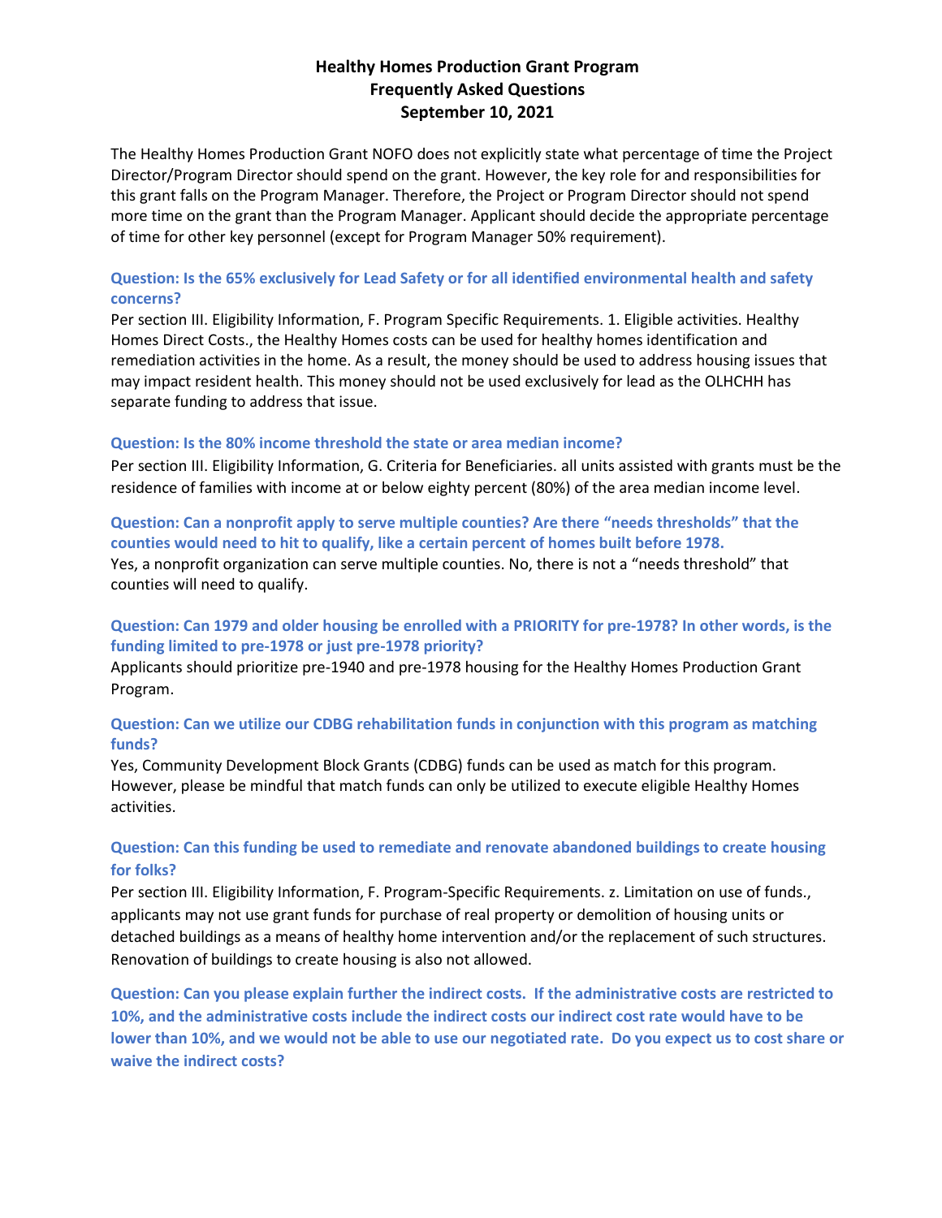# Healthy Homes Production Grant Program
# Frequently Asked Questions
# September 10, 2021

The Healthy Homes Production Grant NOFO does not explicitly state what percentage of time the Project Director/Program Director should spend on the grant. However, the key role for and responsibilities for this grant falls on the Program Manager. Therefore, the Project or Program Director should not spend more time on the grant than the Program Manager. Applicant should decide the appropriate percentage of time for other key personnel (except for Program Manager 50% requirement).

### Question: Is the 65% exclusively for Lead Safety or for all identified environmental health and safety concerns?

Per section III. Eligibility Information, F. Program Specific Requirements. 1. Eligible activities. Healthy Homes Direct Costs., the Healthy Homes costs can be used for healthy homes identification and remediation activities in the home. As a result, the money should be used to address housing issues that may impact resident health. This money should not be used exclusively for lead as the OLHCHH has separate funding to address that issue.

### Question: Is the 80% income threshold the state or area median income?

Per section III. Eligibility Information, G. Criteria for Beneficiaries. all units assisted with grants must be the residence of families with income at or below eighty percent (80%) of the area median income level.

### Question: Can a nonprofit apply to serve multiple counties? Are there "needs thresholds" that the counties would need to hit to qualify, like a certain percent of homes built before 1978.

Yes, a nonprofit organization can serve multiple counties. No, there is not a "needs threshold" that counties will need to qualify.

### Question: Can 1979 and older housing be enrolled with a PRIORITY for pre-1978? In other words, is the funding limited to pre-1978 or just pre-1978 priority?

Applicants should prioritize pre-1940 and pre-1978 housing for the Healthy Homes Production Grant Program.

### Question: Can we utilize our CDBG rehabilitation funds in conjunction with this program as matching funds?

Yes, Community Development Block Grants (CDBG) funds can be used as match for this program. However, please be mindful that match funds can only be utilized to execute eligible Healthy Homes activities.

### Question: Can this funding be used to remediate and renovate abandoned buildings to create housing for folks?

Per section III. Eligibility Information, F. Program-Specific Requirements. z. Limitation on use of funds., applicants may not use grant funds for purchase of real property or demolition of housing units or detached buildings as a means of healthy home intervention and/or the replacement of such structures. Renovation of buildings to create housing is also not allowed.

### Question: Can you please explain further the indirect costs. If the administrative costs are restricted to 10%, and the administrative costs include the indirect costs our indirect cost rate would have to be lower than 10%, and we would not be able to use our negotiated rate. Do you expect us to cost share or waive the indirect costs?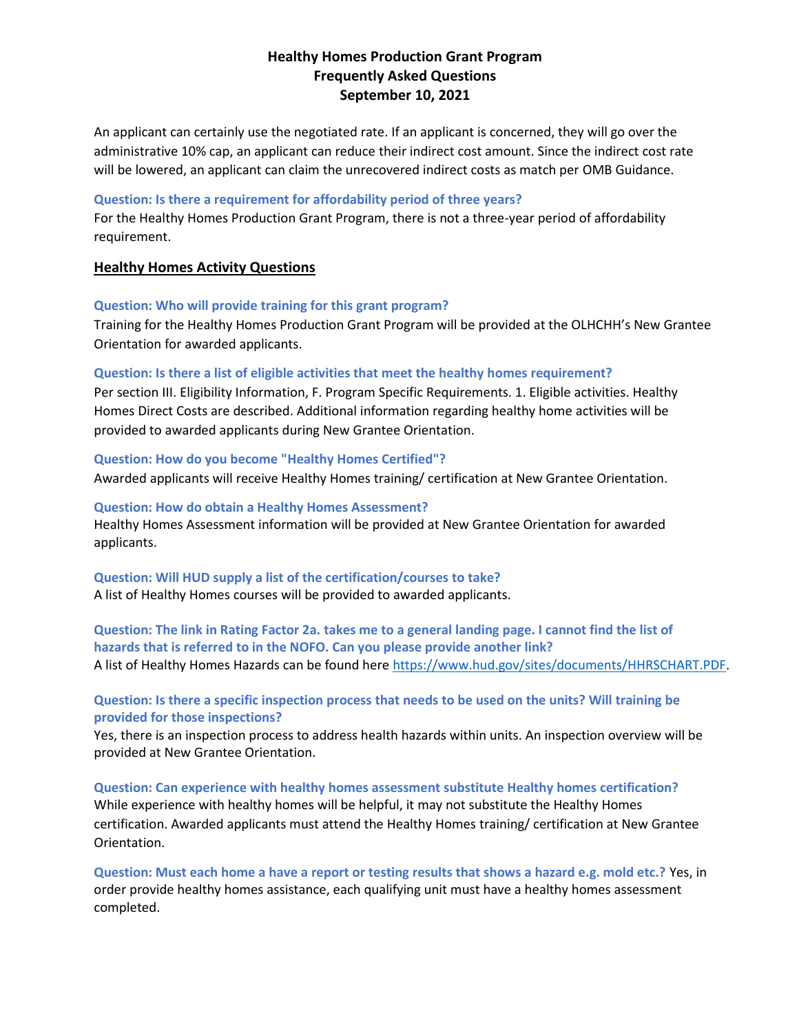An applicant can certainly use the negotiated rate. If an applicant is concerned, they will go over the administrative 10% cap, an applicant can reduce their indirect cost amount. Since the indirect cost rate will be lowered, an applicant can claim the unrecovered indirect costs as match per OMB Guidance.

**Question: Is there a requirement for affordability period of three years?**
For the Healthy Homes Production Grant Program, there is not a three-year period of affordability requirement.

## Healthy Homes Activity Questions

**Question: Who will provide training for this grant program?**
Training for the Healthy Homes Production Grant Program will be provided at the OLHCHH's New Grantee Orientation for awarded applicants.

**Question: Is there a list of eligible activities that meet the healthy homes requirement?**
Per section III. Eligibility Information, F. Program Specific Requirements. 1. Eligible activities. Healthy Homes Direct Costs are described. Additional information regarding healthy home activities will be provided to awarded applicants during New Grantee Orientation.

**Question: How do you become "Healthy Homes Certified"?**
Awarded applicants will receive Healthy Homes training/ certification at New Grantee Orientation.

**Question: How do obtain a Healthy Homes Assessment?**
Healthy Homes Assessment information will be provided at New Grantee Orientation for awarded applicants.

**Question: Will HUD supply a list of the certification/courses to take?**
A list of Healthy Homes courses will be provided to awarded applicants.

**Question: The link in Rating Factor 2a. takes me to a general landing page. I cannot find the list of hazards that is referred to in the NOFO. Can you please provide another link?**
A list of Healthy Homes Hazards can be found here https://www.hud.gov/sites/documents/HHRSCHART.PDF.

**Question: Is there a specific inspection process that needs to be used on the units? Will training be provided for those inspections?**
Yes, there is an inspection process to address health hazards within units. An inspection overview will be provided at New Grantee Orientation.

**Question: Can experience with healthy homes assessment substitute Healthy homes certification?**
While experience with healthy homes will be helpful, it may not substitute the Healthy Homes certification. Awarded applicants must attend the Healthy Homes training/ certification at New Grantee Orientation.

**Question: Must each home a have a report or testing results that shows a hazard e.g. mold etc.?** Yes, in order provide healthy homes assistance, each qualifying unit must have a healthy homes assessment completed.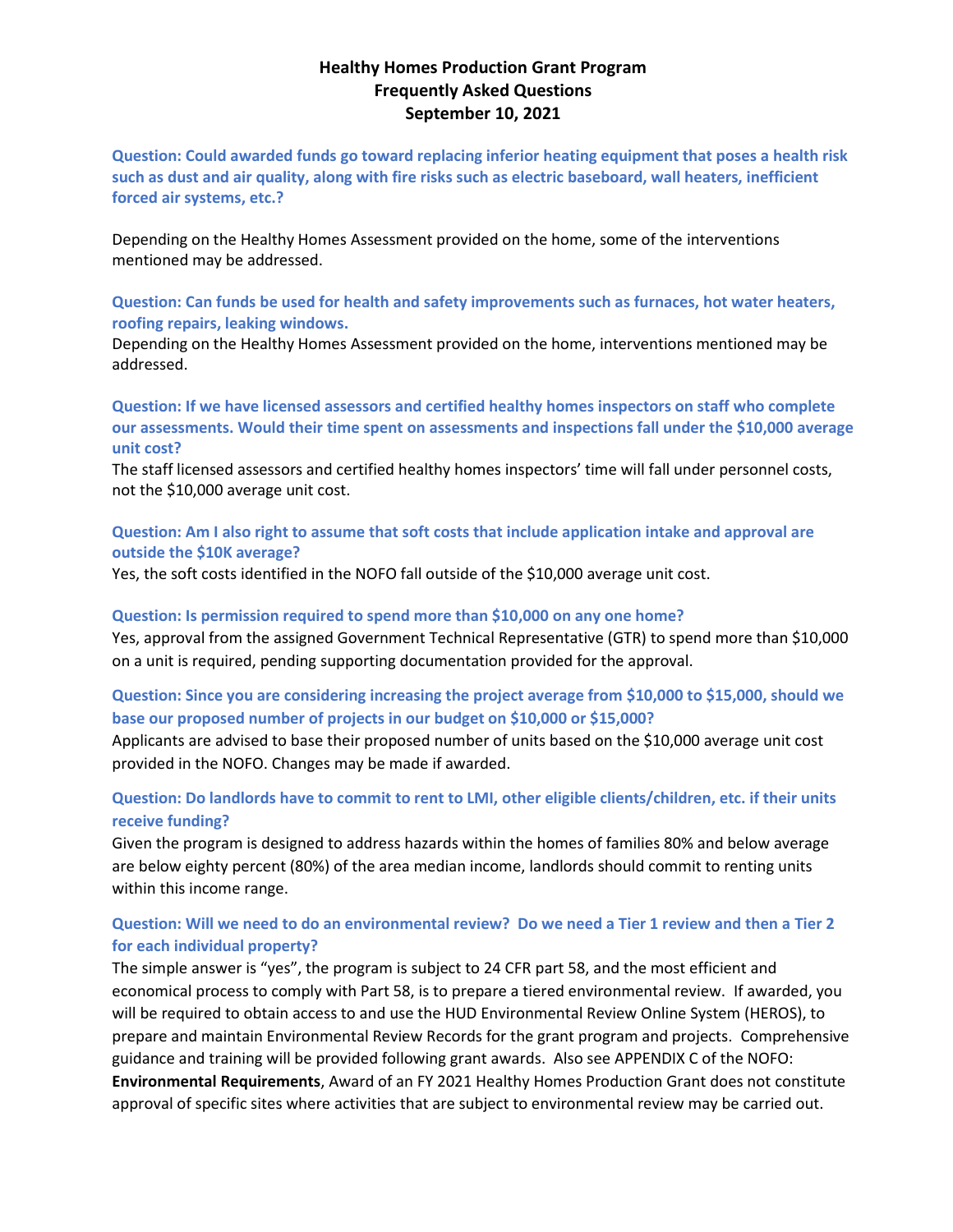**Healthy Homes Production Grant Program**
**Frequently Asked Questions**
**September 10, 2021**

**Question: Could awarded funds go toward replacing inferior heating equipment that poses a health risk such as dust and air quality, along with fire risks such as electric baseboard, wall heaters, inefficient forced air systems, etc.?**

Depending on the Healthy Homes Assessment provided on the home, some of the interventions mentioned may be addressed.

**Question: Can funds be used for health and safety improvements such as furnaces, hot water heaters, roofing repairs, leaking windows.**

Depending on the Healthy Homes Assessment provided on the home, interventions mentioned may be addressed.

**Question: If we have licensed assessors and certified healthy homes inspectors on staff who complete our assessments. Would their time spent on assessments and inspections fall under the $10,000 average unit cost?**

The staff licensed assessors and certified healthy homes inspectors' time will fall under personnel costs, not the $10,000 average unit cost.

**Question: Am I also right to assume that soft costs that include application intake and approval are outside the $10K average?**

Yes, the soft costs identified in the NOFO fall outside of the $10,000 average unit cost.

**Question: Is permission required to spend more than $10,000 on any one home?**

Yes, approval from the assigned Government Technical Representative (GTR) to spend more than $10,000 on a unit is required, pending supporting documentation provided for the approval.

**Question: Since you are considering increasing the project average from $10,000 to $15,000, should we base our proposed number of projects in our budget on $10,000 or $15,000?**

Applicants are advised to base their proposed number of units based on the $10,000 average unit cost provided in the NOFO. Changes may be made if awarded.

**Question: Do landlords have to commit to rent to LMI, other eligible clients/children, etc. if their units receive funding?**

Given the program is designed to address hazards within the homes of families 80% and below average are below eighty percent (80%) of the area median income, landlords should commit to renting units within this income range.

**Question: Will we need to do an environmental review? Do we need a Tier 1 review and then a Tier 2 for each individual property?**

The simple answer is "yes", the program is subject to 24 CFR part 58, and the most efficient and economical process to comply with Part 58, is to prepare a tiered environmental review. If awarded, you will be required to obtain access to and use the HUD Environmental Review Online System (HEROS), to prepare and maintain Environmental Review Records for the grant program and projects. Comprehensive guidance and training will be provided following grant awards. Also see APPENDIX C of the NOFO: **Environmental Requirements**, Award of an FY 2021 Healthy Homes Production Grant does not constitute approval of specific sites where activities that are subject to environmental review may be carried out.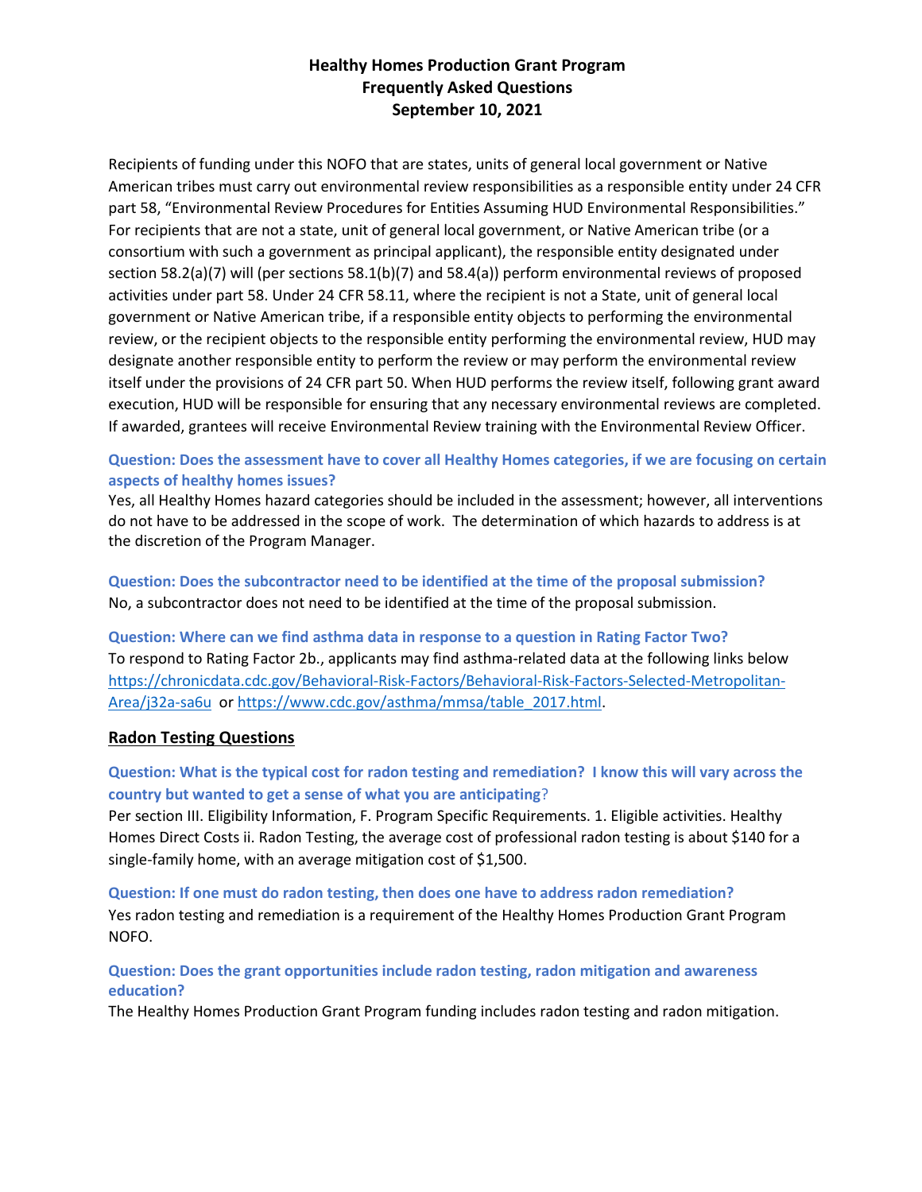# Healthy Homes Production Grant Program
# Frequently Asked Questions
# September 10, 2021

Recipients of funding under this NOFO that are states, units of general local government or Native American tribes must carry out environmental review responsibilities as a responsible entity under 24 CFR part 58, "Environmental Review Procedures for Entities Assuming HUD Environmental Responsibilities." For recipients that are not a state, unit of general local government, or Native American tribe (or a consortium with such a government as principal applicant), the responsible entity designated under section 58.2(a)(7) will (per sections 58.1(b)(7) and 58.4(a)) perform environmental reviews of proposed activities under part 58. Under 24 CFR 58.11, where the recipient is not a State, unit of general local government or Native American tribe, if a responsible entity objects to performing the environmental review, or the recipient objects to the responsible entity performing the environmental review, HUD may designate another responsible entity to perform the review or may perform the environmental review itself under the provisions of 24 CFR part 50. When HUD performs the review itself, following grant award execution, HUD will be responsible for ensuring that any necessary environmental reviews are completed. If awarded, grantees will receive Environmental Review training with the Environmental Review Officer.

**Question: Does the assessment have to cover all Healthy Homes categories, if we are focusing on certain aspects of healthy homes issues?**

Yes, all Healthy Homes hazard categories should be included in the assessment; however, all interventions do not have to be addressed in the scope of work. The determination of which hazards to address is at the discretion of the Program Manager.

**Question: Does the subcontractor need to be identified at the time of the proposal submission?**

No, a subcontractor does not need to be identified at the time of the proposal submission.

**Question: Where can we find asthma data in response to a question in Rating Factor Two?**

To respond to Rating Factor 2b., applicants may find asthma-related data at the following links below https://chronicdata.cdc.gov/Behavioral-Risk-Factors/Behavioral-Risk-Factors-Selected-Metropolitan-Area/j32a-sa6u or https://www.cdc.gov/asthma/mmsa/table_2017.html.

## Radon Testing Questions

**Question: What is the typical cost for radon testing and remediation? I know this will vary across the country but wanted to get a sense of what you are anticipating?**

Per section III. Eligibility Information, F. Program Specific Requirements. 1. Eligible activities. Healthy Homes Direct Costs ii. Radon Testing, the average cost of professional radon testing is about $140 for a single-family home, with an average mitigation cost of $1,500.

**Question: If one must do radon testing, then does one have to address radon remediation?**

Yes radon testing and remediation is a requirement of the Healthy Homes Production Grant Program NOFO.

**Question: Does the grant opportunities include radon testing, radon mitigation and awareness education?**

The Healthy Homes Production Grant Program funding includes radon testing and radon mitigation.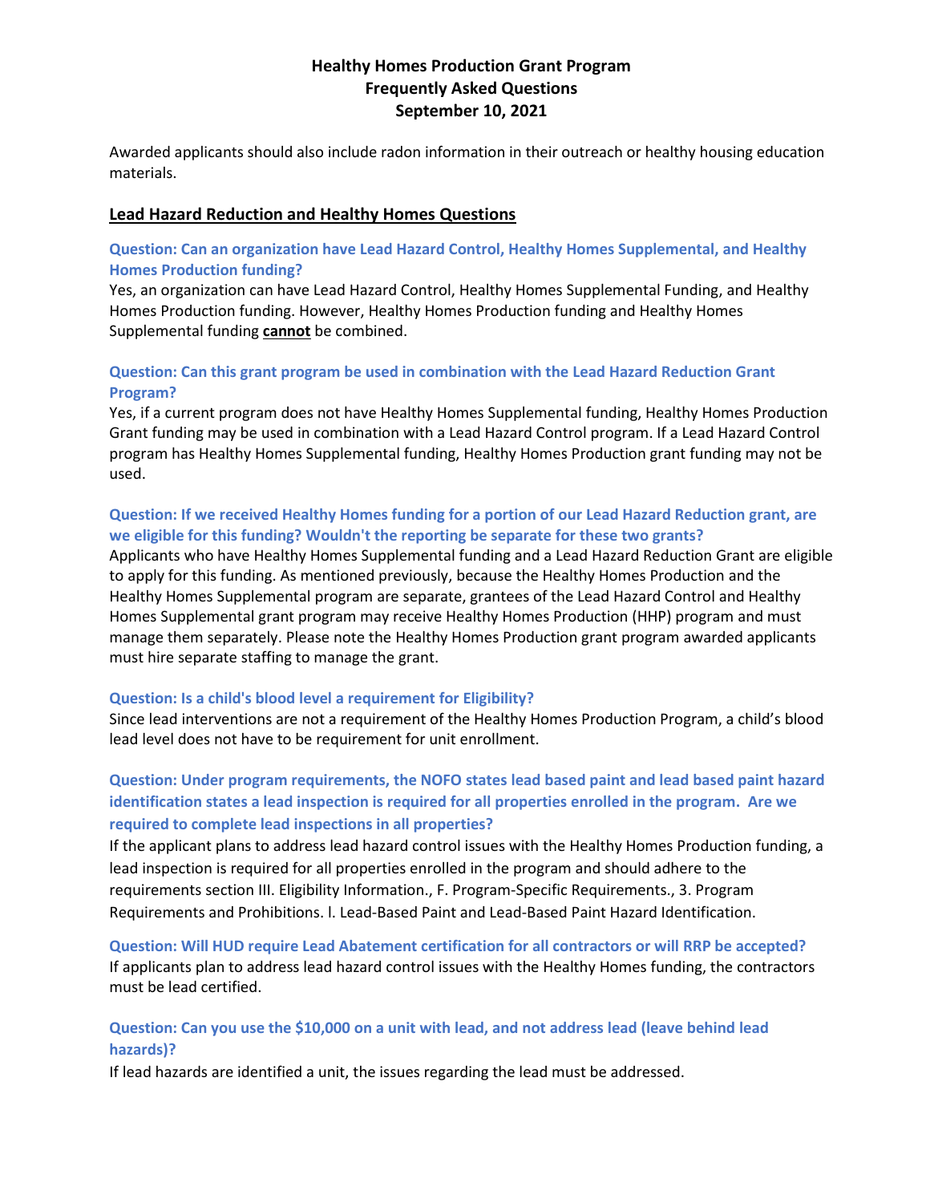Awarded applicants should also include radon information in their outreach or healthy housing education materials.

## Lead Hazard Reduction and Healthy Homes Questions

**Question: Can an organization have Lead Hazard Control, Healthy Homes Supplemental, and Healthy Homes Production funding?**

Yes, an organization can have Lead Hazard Control, Healthy Homes Supplemental Funding, and Healthy Homes Production funding. However, Healthy Homes Production funding and Healthy Homes Supplemental funding **cannot** be combined.

**Question: Can this grant program be used in combination with the Lead Hazard Reduction Grant Program?**

Yes, if a current program does not have Healthy Homes Supplemental funding, Healthy Homes Production Grant funding may be used in combination with a Lead Hazard Control program. If a Lead Hazard Control program has Healthy Homes Supplemental funding, Healthy Homes Production grant funding may not be used.

**Question: If we received Healthy Homes funding for a portion of our Lead Hazard Reduction grant, are we eligible for this funding? Wouldn't the reporting be separate for these two grants?**

Applicants who have Healthy Homes Supplemental funding and a Lead Hazard Reduction Grant are eligible to apply for this funding. As mentioned previously, because the Healthy Homes Production and the Healthy Homes Supplemental program are separate, grantees of the Lead Hazard Control and Healthy Homes Supplemental grant program may receive Healthy Homes Production (HHP) program and must manage them separately. Please note the Healthy Homes Production grant program awarded applicants must hire separate staffing to manage the grant.

**Question: Is a child's blood level a requirement for Eligibility?**

Since lead interventions are not a requirement of the Healthy Homes Production Program, a child's blood lead level does not have to be requirement for unit enrollment.

**Question: Under program requirements, the NOFO states lead based paint and lead based paint hazard identification states a lead inspection is required for all properties enrolled in the program. Are we required to complete lead inspections in all properties?**

If the applicant plans to address lead hazard control issues with the Healthy Homes Production funding, a lead inspection is required for all properties enrolled in the program and should adhere to the requirements section III. Eligibility Information., F. Program-Specific Requirements., 3. Program Requirements and Prohibitions. l. Lead-Based Paint and Lead-Based Paint Hazard Identification.

**Question: Will HUD require Lead Abatement certification for all contractors or will RRP be accepted?**

If applicants plan to address lead hazard control issues with the Healthy Homes funding, the contractors must be lead certified.

**Question: Can you use the $10,000 on a unit with lead, and not address lead (leave behind lead hazards)?**

If lead hazards are identified a unit, the issues regarding the lead must be addressed.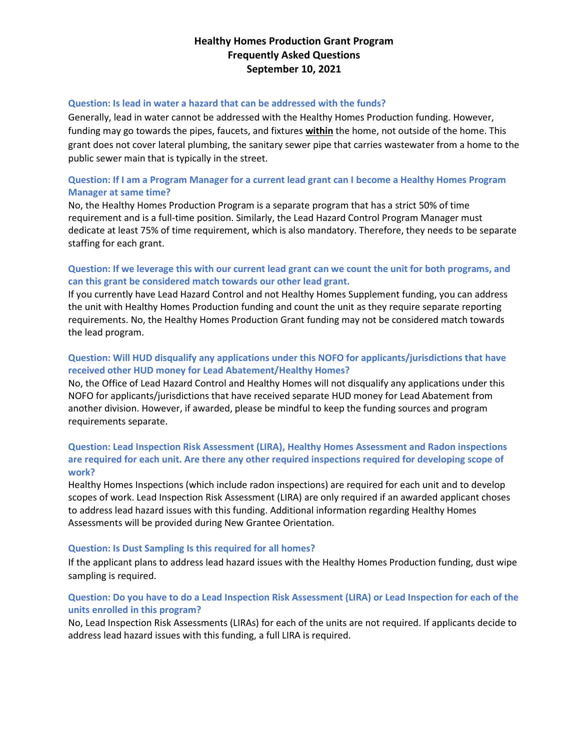# Healthy Homes Production Grant Program
# Frequently Asked Questions
# September 10, 2021

### Question: Is lead in water a hazard that can be addressed with the funds?

Generally, lead in water cannot be addressed with the Healthy Homes Production funding. However, funding may go towards the pipes, faucets, and fixtures **within** the home, not outside of the home. This grant does not cover lateral plumbing, the sanitary sewer pipe that carries wastewater from a home to the public sewer main that is typically in the street.

### Question: If I am a Program Manager for a current lead grant can I become a Healthy Homes Program Manager at same time?

No, the Healthy Homes Production Program is a separate program that has a strict 50% of time requirement and is a full-time position. Similarly, the Lead Hazard Control Program Manager must dedicate at least 75% of time requirement, which is also mandatory. Therefore, they needs to be separate staffing for each grant.

### Question: If we leverage this with our current lead grant can we count the unit for both programs, and can this grant be considered match towards our other lead grant.

If you currently have Lead Hazard Control and not Healthy Homes Supplement funding, you can address the unit with Healthy Homes Production funding and count the unit as they require separate reporting requirements. No, the Healthy Homes Production Grant funding may not be considered match towards the lead program.

### Question: Will HUD disqualify any applications under this NOFO for applicants/jurisdictions that have received other HUD money for Lead Abatement/Healthy Homes?

No, the Office of Lead Hazard Control and Healthy Homes will not disqualify any applications under this NOFO for applicants/jurisdictions that have received separate HUD money for Lead Abatement from another division. However, if awarded, please be mindful to keep the funding sources and program requirements separate.

### Question: Lead Inspection Risk Assessment (LIRA), Healthy Homes Assessment and Radon inspections are required for each unit. Are there any other required inspections required for developing scope of work?

Healthy Homes Inspections (which include radon inspections) are required for each unit and to develop scopes of work. Lead Inspection Risk Assessment (LIRA) are only required if an awarded applicant choses to address lead hazard issues with this funding. Additional information regarding Healthy Homes Assessments will be provided during New Grantee Orientation.

### Question: Is Dust Sampling Is this required for all homes?

If the applicant plans to address lead hazard issues with the Healthy Homes Production funding, dust wipe sampling is required.

### Question: Do you have to do a Lead Inspection Risk Assessment (LIRA) or Lead Inspection for each of the units enrolled in this program?

No, Lead Inspection Risk Assessments (LIRAs) for each of the units are not required. If applicants decide to address lead hazard issues with this funding, a full LIRA is required.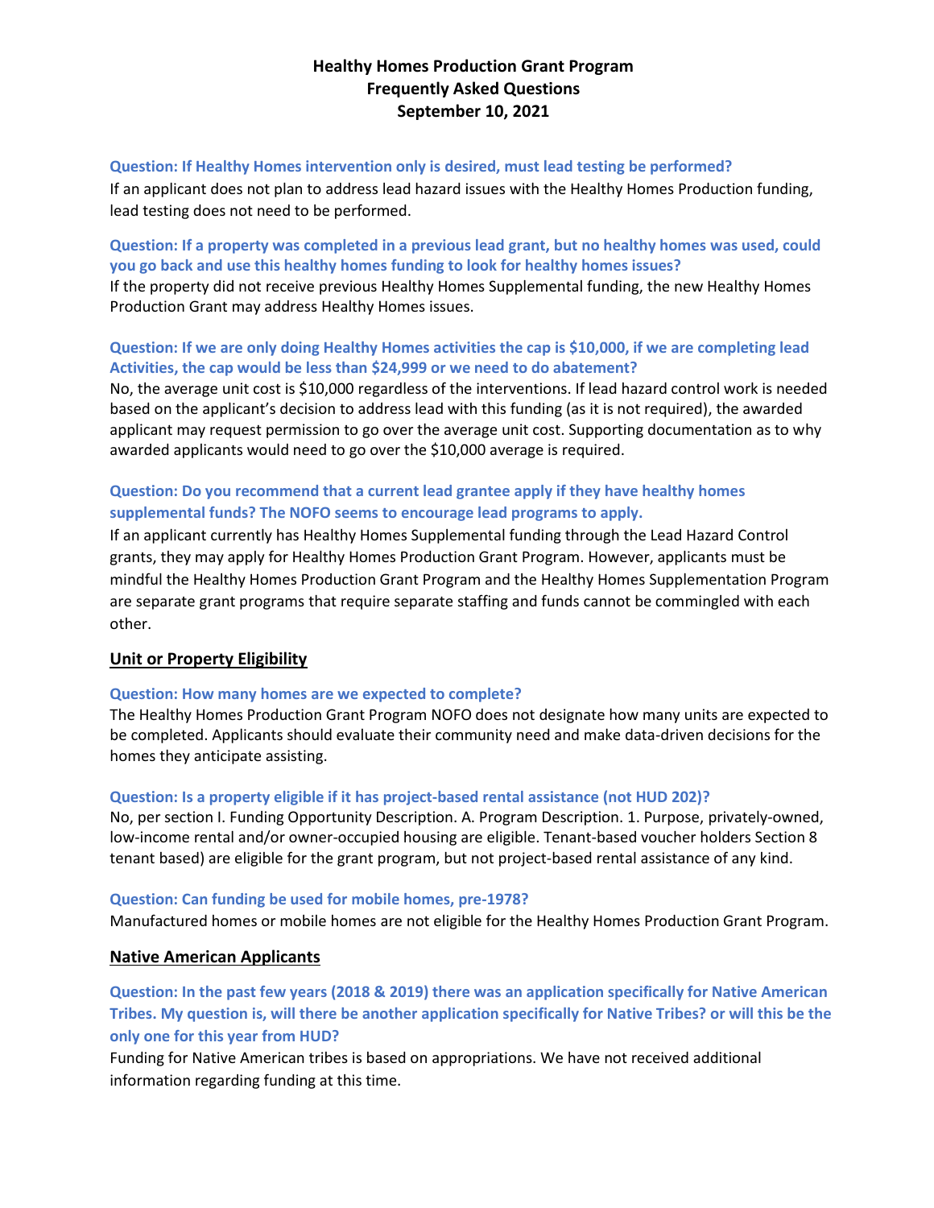# Healthy Homes Production Grant Program
# Frequently Asked Questions
# September 10, 2021

**Question: If Healthy Homes intervention only is desired, must lead testing be performed?**

If an applicant does not plan to address lead hazard issues with the Healthy Homes Production funding, lead testing does not need to be performed.

**Question: If a property was completed in a previous lead grant, but no healthy homes was used, could you go back and use this healthy homes funding to look for healthy homes issues?**

If the property did not receive previous Healthy Homes Supplemental funding, the new Healthy Homes Production Grant may address Healthy Homes issues.

**Question: If we are only doing Healthy Homes activities the cap is $10,000, if we are completing lead Activities, the cap would be less than $24,999 or we need to do abatement?**

No, the average unit cost is $10,000 regardless of the interventions. If lead hazard control work is needed based on the applicant's decision to address lead with this funding (as it is not required), the awarded applicant may request permission to go over the average unit cost. Supporting documentation as to why awarded applicants would need to go over the $10,000 average is required.

**Question: Do you recommend that a current lead grantee apply if they have healthy homes supplemental funds? The NOFO seems to encourage lead programs to apply.**

If an applicant currently has Healthy Homes Supplemental funding through the Lead Hazard Control grants, they may apply for Healthy Homes Production Grant Program. However, applicants must be mindful the Healthy Homes Production Grant Program and the Healthy Homes Supplementation Program are separate grant programs that require separate staffing and funds cannot be commingled with each other.

## Unit or Property Eligibility

**Question: How many homes are we expected to complete?**

The Healthy Homes Production Grant Program NOFO does not designate how many units are expected to be completed. Applicants should evaluate their community need and make data-driven decisions for the homes they anticipate assisting.

**Question: Is a property eligible if it has project-based rental assistance (not HUD 202)?**

No, per section I. Funding Opportunity Description. A. Program Description. 1. Purpose, privately-owned, low-income rental and/or owner-occupied housing are eligible. Tenant-based voucher holders Section 8 tenant based) are eligible for the grant program, but not project-based rental assistance of any kind.

**Question: Can funding be used for mobile homes, pre-1978?**

Manufactured homes or mobile homes are not eligible for the Healthy Homes Production Grant Program.

## Native American Applicants

**Question: In the past few years (2018 & 2019) there was an application specifically for Native American Tribes. My question is, will there be another application specifically for Native Tribes? or will this be the only one for this year from HUD?**

Funding for Native American tribes is based on appropriations. We have not received additional information regarding funding at this time.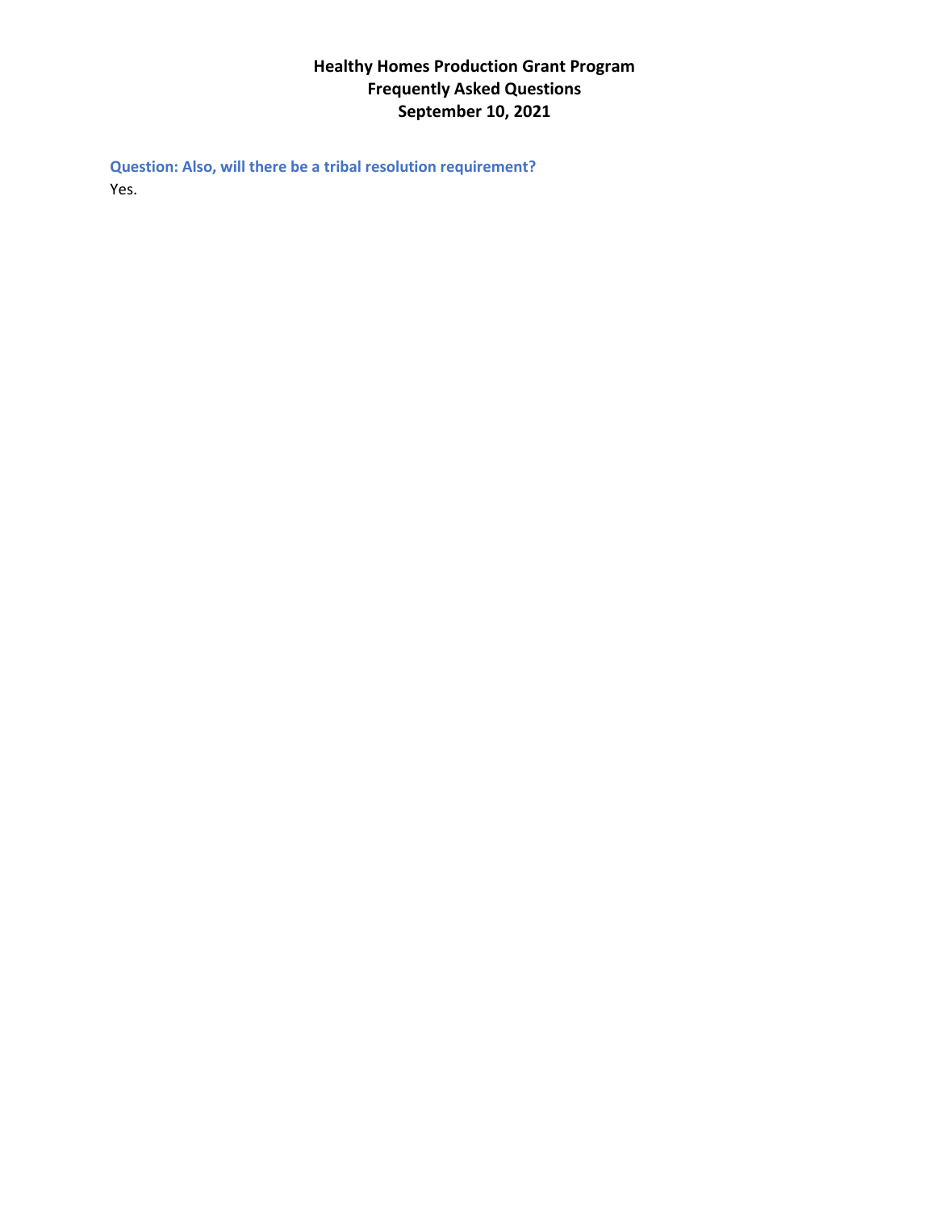**Question: Also, will there be a tribal resolution requirement?**

Yes.